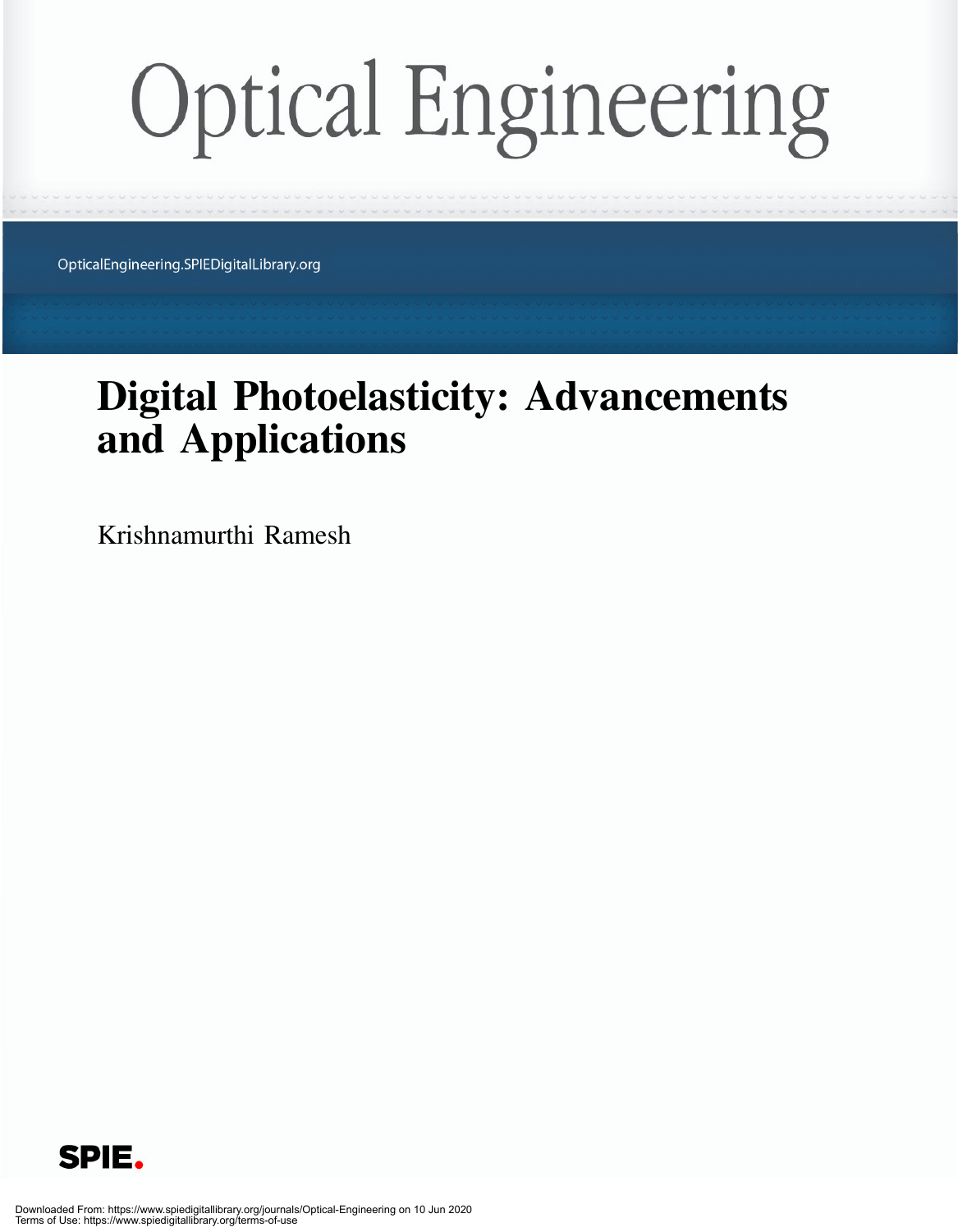# Optical Engineering

OpticalEngineering.SPIEDigitalLibrary.org

## Digital Photoelasticity: Advancements and Applications

Krishnamurthi Ramesh

SPIE.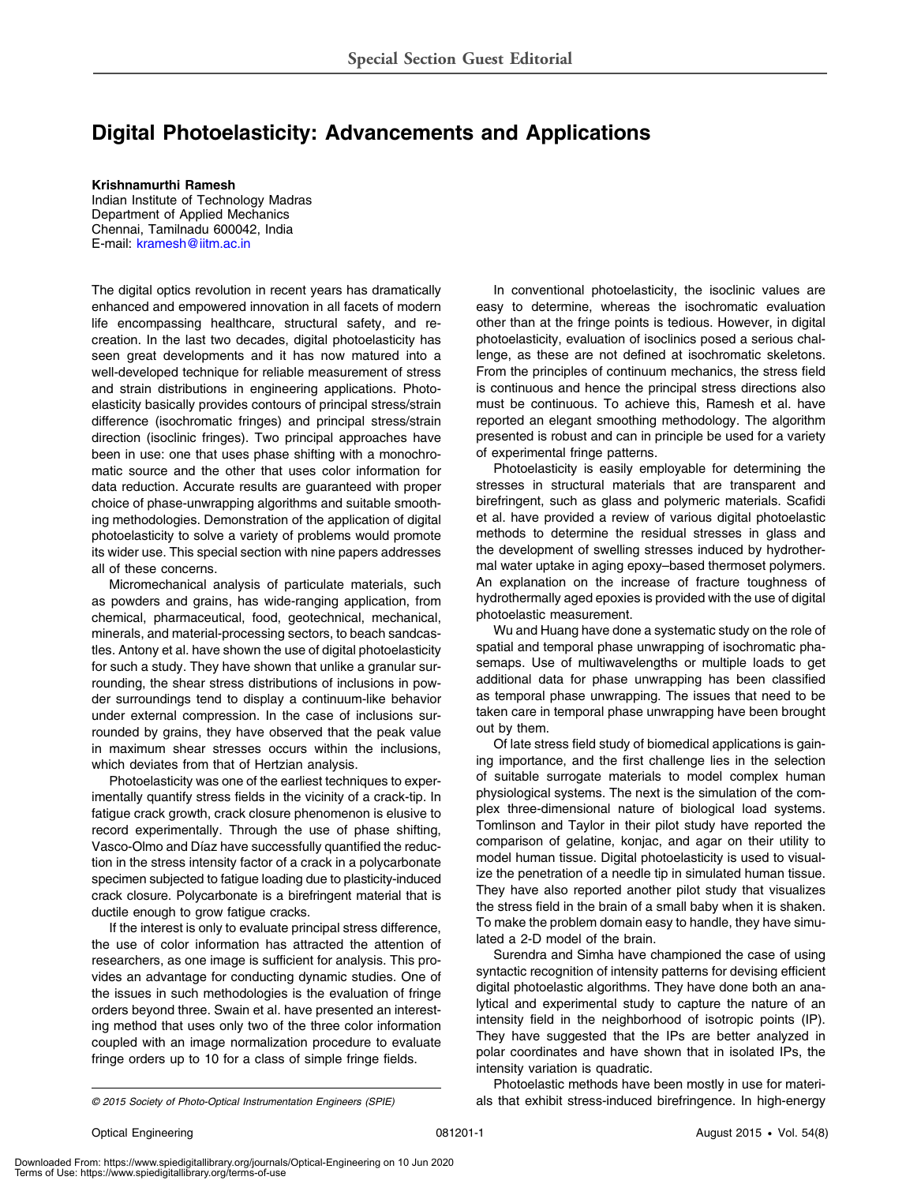Special Section Guest Editorial

# Digital Photoelasticity: Advancements and Applications

**Krishnamurthi Ramesh**
Indian Institute of Technology Madras
Department of Applied Mechanics
Chennai, Tamilnadu 600042, India
E-mail: kramesh@iitm.ac.in

The digital optics revolution in recent years has dramatically enhanced and empowered innovation in all facets of modern life encompassing healthcare, structural safety, and recreation. In the last two decades, digital photoelasticity has seen great developments and it has now matured into a well-developed technique for reliable measurement of stress and strain distributions in engineering applications. Photoelasticity basically provides contours of principal stress/strain difference (isochromatic fringes) and principal stress/strain direction (isoclinic fringes). Two principal approaches have been in use: one that uses phase shifting with a monochromatic source and the other that uses color information for data reduction. Accurate results are guaranteed with proper choice of phase-unwrapping algorithms and suitable smoothing methodologies. Demonstration of the application of digital photoelasticity to solve a variety of problems would promote its wider use. This special section with nine papers addresses all of these concerns.

Micromechanical analysis of particulate materials, such as powders and grains, has wide-ranging application, from chemical, pharmaceutical, food, geotechnical, mechanical, minerals, and material-processing sectors, to beach sandcastles. Antony et al. have shown the use of digital photoelasticity for such a study. They have shown that unlike a granular surrounding, the shear stress distributions of inclusions in powder surroundings tend to display a continuum-like behavior under external compression. In the case of inclusions surrounded by grains, they have observed that the peak value in maximum shear stresses occurs within the inclusions, which deviates from that of Hertzian analysis.

Photoelasticity was one of the earliest techniques to experimentally quantify stress fields in the vicinity of a crack-tip. In fatigue crack growth, crack closure phenomenon is elusive to record experimentally. Through the use of phase shifting, Vasco-Olmo and Díaz have successfully quantified the reduction in the stress intensity factor of a crack in a polycarbonate specimen subjected to fatigue loading due to plasticity-induced crack closure. Polycarbonate is a birefringent material that is ductile enough to grow fatigue cracks.

If the interest is only to evaluate principal stress difference, the use of color information has attracted the attention of researchers, as one image is sufficient for analysis. This provides an advantage for conducting dynamic studies. One of the issues in such methodologies is the evaluation of fringe orders beyond three. Swain et al. have presented an interesting method that uses only two of the three color information coupled with an image normalization procedure to evaluate fringe orders up to 10 for a class of simple fringe fields.

In conventional photoelasticity, the isoclinic values are easy to determine, whereas the isochromatic evaluation other than at the fringe points is tedious. However, in digital photoelasticity, evaluation of isoclinics posed a serious challenge, as these are not defined at isochromatic skeletons. From the principles of continuum mechanics, the stress field is continuous and hence the principal stress directions also must be continuous. To achieve this, Ramesh et al. have reported an elegant smoothing methodology. The algorithm presented is robust and can in principle be used for a variety of experimental fringe patterns.

Photoelasticity is easily employable for determining the stresses in structural materials that are transparent and birefringent, such as glass and polymeric materials. Scafidi et al. have provided a review of various digital photoelastic methods to determine the residual stresses in glass and the development of swelling stresses induced by hydrothermal water uptake in aging epoxy–based thermoset polymers. An explanation on the increase of fracture toughness of hydrothermally aged epoxies is provided with the use of digital photoelastic measurement.

Wu and Huang have done a systematic study on the role of spatial and temporal phase unwrapping of isochromatic phasemaps. Use of multiwavelengths or multiple loads to get additional data for phase unwrapping has been classified as temporal phase unwrapping. The issues that need to be taken care in temporal phase unwrapping have been brought out by them.

Of late stress field study of biomedical applications is gaining importance, and the first challenge lies in the selection of suitable surrogate materials to model complex human physiological systems. The next is the simulation of the complex three-dimensional nature of biological load systems. Tomlinson and Taylor in their pilot study have reported the comparison of gelatine, konjac, and agar on their utility to model human tissue. Digital photoelasticity is used to visualize the penetration of a needle tip in simulated human tissue. They have also reported another pilot study that visualizes the stress field in the brain of a small baby when it is shaken. To make the problem domain easy to handle, they have simulated a 2-D model of the brain.

Surendra and Simha have championed the case of using syntactic recognition of intensity patterns for devising efficient digital photoelastic algorithms. They have done both an analytical and experimental study to capture the nature of an intensity field in the neighborhood of isotropic points (IP). They have suggested that the IPs are better analyzed in polar coordinates and have shown that in isolated IPs, the intensity variation is quadratic.

Photoelastic methods have been mostly in use for materials that exhibit stress-induced birefringence. In high-energy

© 2015 Society of Photo-Optical Instrumentation Engineers (SPIE)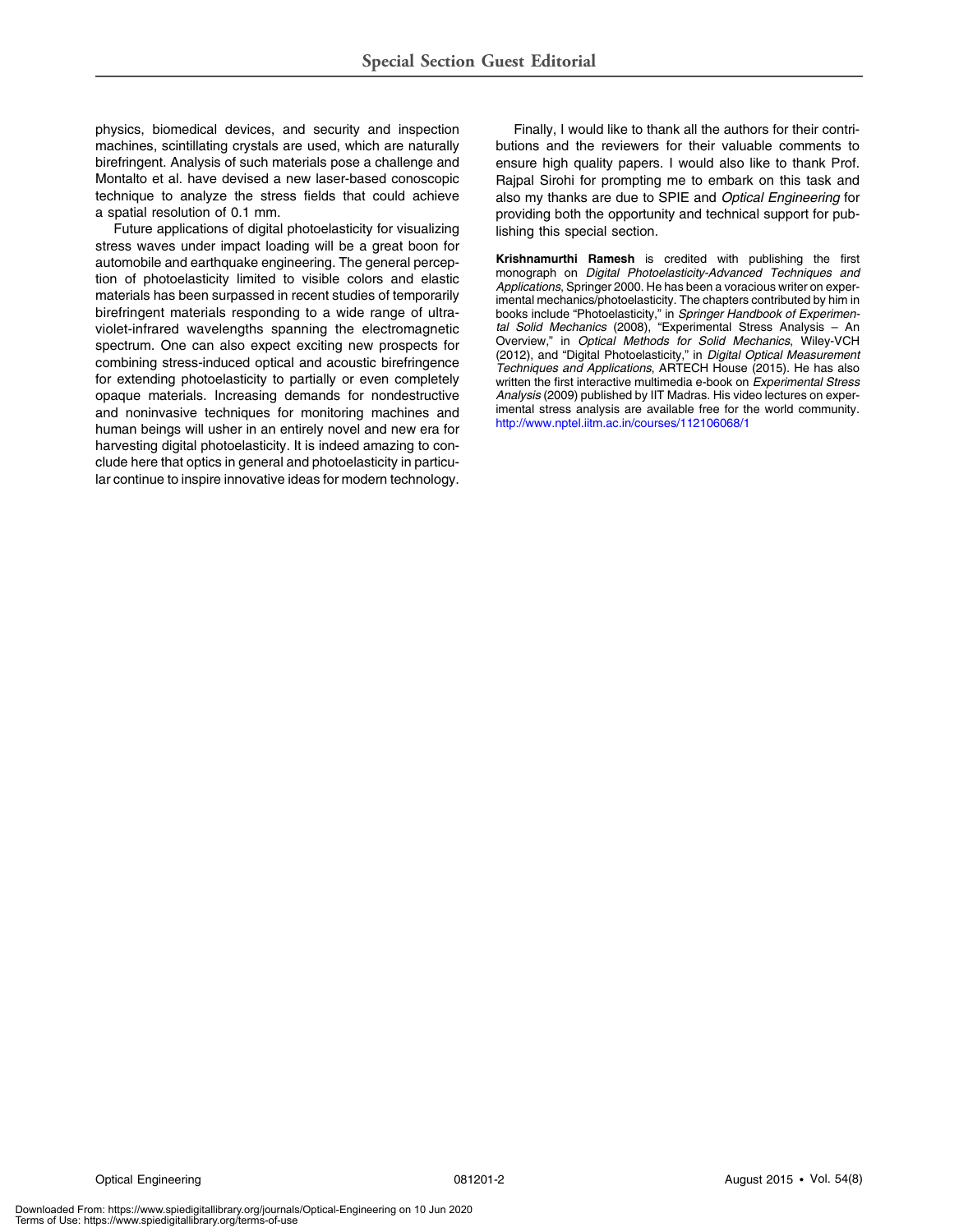physics, biomedical devices, and security and inspection machines, scintillating crystals are used, which are naturally birefringent. Analysis of such materials pose a challenge and Montalto et al. have devised a new laser-based conoscopic technique to analyze the stress fields that could achieve a spatial resolution of 0.1 mm.

Future applications of digital photoelasticity for visualizing stress waves under impact loading will be a great boon for automobile and earthquake engineering. The general perception of photoelasticity limited to visible colors and elastic materials has been surpassed in recent studies of temporarily birefringent materials responding to a wide range of ultraviolet-infrared wavelengths spanning the electromagnetic spectrum. One can also expect exciting new prospects for combining stress-induced optical and acoustic birefringence for extending photoelasticity to partially or even completely opaque materials. Increasing demands for nondestructive and noninvasive techniques for monitoring machines and human beings will usher in an entirely novel and new era for harvesting digital photoelasticity. It is indeed amazing to conclude here that optics in general and photoelasticity in particular continue to inspire innovative ideas for modern technology.

Finally, I would like to thank all the authors for their contributions and the reviewers for their valuable comments to ensure high quality papers. I would also like to thank Prof. Rajpal Sirohi for prompting me to embark on this task and also my thanks are due to SPIE and *Optical Engineering* for providing both the opportunity and technical support for publishing this special section.

**Krishnamurthi Ramesh** is credited with publishing the first monograph on *Digital Photoelasticity-Advanced Techniques and Applications*, Springer 2000. He has been a voracious writer on experimental mechanics/photoelasticity. The chapters contributed by him in books include "Photoelasticity," in *Springer Handbook of Experimental Solid Mechanics* (2008), "Experimental Stress Analysis – An Overview," in *Optical Methods for Solid Mechanics*, Wiley-VCH (2012), and "Digital Photoelasticity," in *Digital Optical Measurement Techniques and Applications*, ARTECH House (2015). He has also written the first interactive multimedia e-book on *Experimental Stress Analysis* (2009) published by IIT Madras. His video lectures on experimental stress analysis are available free for the world community. http://www.nptel.iitm.ac.in/courses/112106068/1